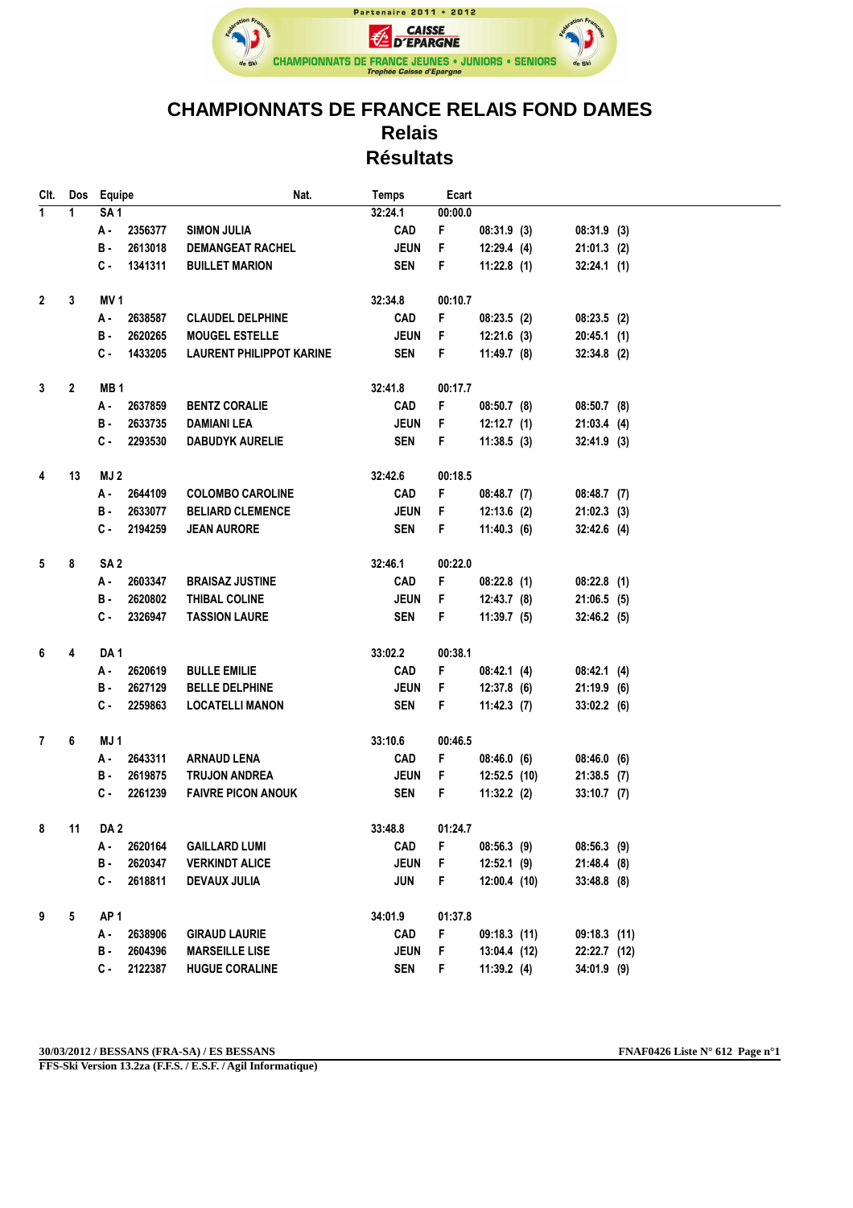Partenaire 2011 • 2012

CAISSE D'EPARGNE

CHAMPIONNATS DE FRANCE JEUNES • JUNIORS • SENIORS

Trophée Caisse d'Epargne

# CHAMPIONNATS DE FRANCE RELAIS FOND DAMES
## Relais
## Résultats

| Clt. | Dos | Equipe | | | Nat. | Temps | Ecart | | |
|---|---|---|---|---|---|---|---|---|---|
| 1 | 1 | SA 1 | | | | 32:24.1 | 00:00.0 | | |
| | | A - | 2356377 | SIMON JULIA | CAD | F | | 08:31.9 (3) | 08:31.9 (3) |
| | | B - | 2613018 | DEMANGEAT RACHEL | JEUN | F | | 12:29.4 (4) | 21:01.3 (2) |
| | | C - | 1341311 | BUILLET MARION | SEN | F | | 11:22.8 (1) | 32:24.1 (1) |
| 2 | 3 | MV 1 | | | | 32:34.8 | 00:10.7 | | |
| | | A - | 2638587 | CLAUDEL DELPHINE | CAD | F | | 08:23.5 (2) | 08:23.5 (2) |
| | | B - | 2620265 | MOUGEL ESTELLE | JEUN | F | | 12:21.6 (3) | 20:45.1 (1) |
| | | C - | 1433205 | LAURENT PHILIPPOT KARINE | SEN | F | | 11:49.7 (8) | 32:34.8 (2) |
| 3 | 2 | MB 1 | | | | 32:41.8 | 00:17.7 | | |
| | | A - | 2637859 | BENTZ CORALIE | CAD | F | | 08:50.7 (8) | 08:50.7 (8) |
| | | B - | 2633735 | DAMIANI LEA | JEUN | F | | 12:12.7 (1) | 21:03.4 (4) |
| | | C - | 2293530 | DABUDYK AURELIE | SEN | F | | 11:38.5 (3) | 32:41.9 (3) |
| 4 | 13 | MJ 2 | | | | 32:42.6 | 00:18.5 | | |
| | | A - | 2644109 | COLOMBO CAROLINE | CAD | F | | 08:48.7 (7) | 08:48.7 (7) |
| | | B - | 2633077 | BELIARD CLEMENCE | JEUN | F | | 12:13.6 (2) | 21:02.3 (3) |
| | | C - | 2194259 | JEAN AURORE | SEN | F | | 11:40.3 (6) | 32:42.6 (4) |
| 5 | 8 | SA 2 | | | | 32:46.1 | 00:22.0 | | |
| | | A - | 2603347 | BRAISAZ JUSTINE | CAD | F | | 08:22.8 (1) | 08:22.8 (1) |
| | | B - | 2620802 | THIBAL COLINE | JEUN | F | | 12:43.7 (8) | 21:06.5 (5) |
| | | C - | 2326947 | TASSION LAURE | SEN | F | | 11:39.7 (5) | 32:46.2 (5) |
| 6 | 4 | DA 1 | | | | 33:02.2 | 00:38.1 | | |
| | | A - | 2620619 | BULLE EMILIE | CAD | F | | 08:42.1 (4) | 08:42.1 (4) |
| | | B - | 2627129 | BELLE DELPHINE | JEUN | F | | 12:37.8 (6) | 21:19.9 (6) |
| | | C - | 2259863 | LOCATELLI MANON | SEN | F | | 11:42.3 (7) | 33:02.2 (6) |
| 7 | 6 | MJ 1 | | | | 33:10.6 | 00:46.5 | | |
| | | A - | 2643311 | ARNAUD LENA | CAD | F | | 08:46.0 (6) | 08:46.0 (6) |
| | | B - | 2619875 | TRUJON ANDREA | JEUN | F | | 12:52.5 (10) | 21:38.5 (7) |
| | | C - | 2261239 | FAIVRE PICON ANOUK | SEN | F | | 11:32.2 (2) | 33:10.7 (7) |
| 8 | 11 | DA 2 | | | | 33:48.8 | 01:24.7 | | |
| | | A - | 2620164 | GAILLARD LUMI | CAD | F | | 08:56.3 (9) | 08:56.3 (9) |
| | | B - | 2620347 | VERKINDT ALICE | JEUN | F | | 12:52.1 (9) | 21:48.4 (8) |
| | | C - | 2618811 | DEVAUX JULIA | JUN | F | | 12:00.4 (10) | 33:48.8 (8) |
| 9 | 5 | AP 1 | | | | 34:01.9 | 01:37.8 | | |
| | | A - | 2638906 | GIRAUD LAURIE | CAD | F | | 09:18.3 (11) | 09:18.3 (11) |
| | | B - | 2604396 | MARSEILLE LISE | JEUN | F | | 13:04.4 (12) | 22:22.7 (12) |
| | | C - | 2122387 | HUGUE CORALINE | SEN | F | | 11:39.2 (4) | 34:01.9 (9) |

30/03/2012 / BESSANS (FRA-SA) / ES BESSANS — FNAF0426 Liste N° 612

FFS-Ski Version 13.2za (F.F.S. / E.S.F. / Agil Informatique)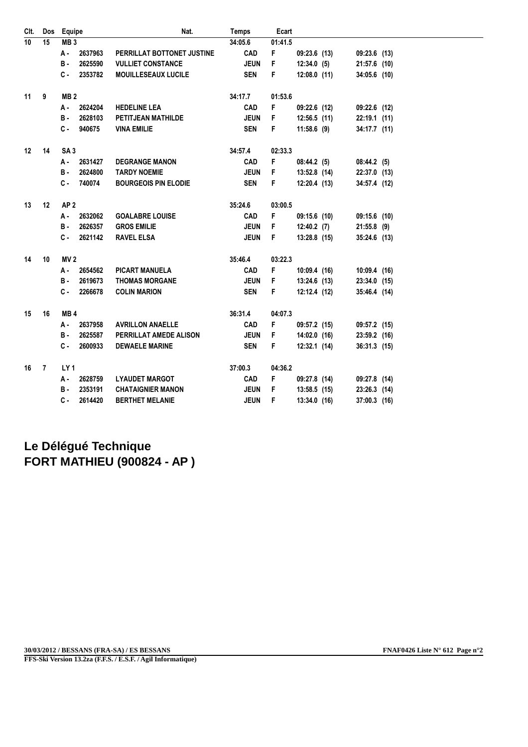| Clt. | Dos | Equipe | | | Nat. | Temps | Ecart | | |
|---|---|---|---|---|---|---|---|---|---|
| 10 | 15 | MB 3 | | | | 34:05.6 | 01:41.5 | | |
| | | A - | 2637963 | PERRILLAT BOTTONET JUSTINE | | CAD | F | 09:23.6 (13) | 09:23.6 (13) |
| | | B - | 2625590 | VULLIET CONSTANCE | | JEUN | F | 12:34.0 (5) | 21:57.6 (10) |
| | | C - | 2353782 | MOUILLESEAUX LUCILE | | SEN | F | 12:08.0 (11) | 34:05.6 (10) |
| 11 | 9 | MB 2 | | | | 34:17.7 | 01:53.6 | | |
| | | A - | 2624204 | HEDELINE LEA | | CAD | F | 09:22.6 (12) | 09:22.6 (12) |
| | | B - | 2628103 | PETITJEAN MATHILDE | | JEUN | F | 12:56.5 (11) | 22:19.1 (11) |
| | | C - | 940675 | VINA EMILIE | | SEN | F | 11:58.6 (9) | 34:17.7 (11) |
| 12 | 14 | SA 3 | | | | 34:57.4 | 02:33.3 | | |
| | | A - | 2631427 | DEGRANGE MANON | | CAD | F | 08:44.2 (5) | 08:44.2 (5) |
| | | B - | 2624800 | TARDY NOEMIE | | JEUN | F | 13:52.8 (14) | 22:37.0 (13) |
| | | C - | 740074 | BOURGEOIS PIN ELODIE | | SEN | F | 12:20.4 (13) | 34:57.4 (12) |
| 13 | 12 | AP 2 | | | | 35:24.6 | 03:00.5 | | |
| | | A - | 2632062 | GOALABRE LOUISE | | CAD | F | 09:15.6 (10) | 09:15.6 (10) |
| | | B - | 2626357 | GROS EMILIE | | JEUN | F | 12:40.2 (7) | 21:55.8 (9) |
| | | C - | 2621142 | RAVEL ELSA | | JEUN | F | 13:28.8 (15) | 35:24.6 (13) |
| 14 | 10 | MV 2 | | | | 35:46.4 | 03:22.3 | | |
| | | A - | 2654562 | PICART MANUELA | | CAD | F | 10:09.4 (16) | 10:09.4 (16) |
| | | B - | 2619673 | THOMAS MORGANE | | JEUN | F | 13:24.6 (13) | 23:34.0 (15) |
| | | C - | 2266678 | COLIN MARION | | SEN | F | 12:12.4 (12) | 35:46.4 (14) |
| 15 | 16 | MB 4 | | | | 36:31.4 | 04:07.3 | | |
| | | A - | 2637958 | AVRILLON ANAELLE | | CAD | F | 09:57.2 (15) | 09:57.2 (15) |
| | | B - | 2625587 | PERRILLAT AMEDE ALISON | | JEUN | F | 14:02.0 (16) | 23:59.2 (16) |
| | | C - | 2600933 | DEWAELE MARINE | | SEN | F | 12:32.1 (14) | 36:31.3 (15) |
| 16 | 7 | LY 1 | | | | 37:00.3 | 04:36.2 | | |
| | | A - | 2628759 | LYAUDET MARGOT | | CAD | F | 09:27.8 (14) | 09:27.8 (14) |
| | | B - | 2353191 | CHATAIGNIER MANON | | JEUN | F | 13:58.5 (15) | 23:26.3 (14) |
| | | C - | 2614420 | BERTHET MELANIE | | JEUN | F | 13:34.0 (16) | 37:00.3 (16) |

**Le Délégué Technique**
**FORT MATHIEU (900824 - AP )**

30/03/2012 / BESSANS (FRA-SA) / ES BESSANS — FNAF0426 Liste N° 612

FFS-Ski Version 13.2za (F.F.S. / E.S.F. / Agil Informatique)